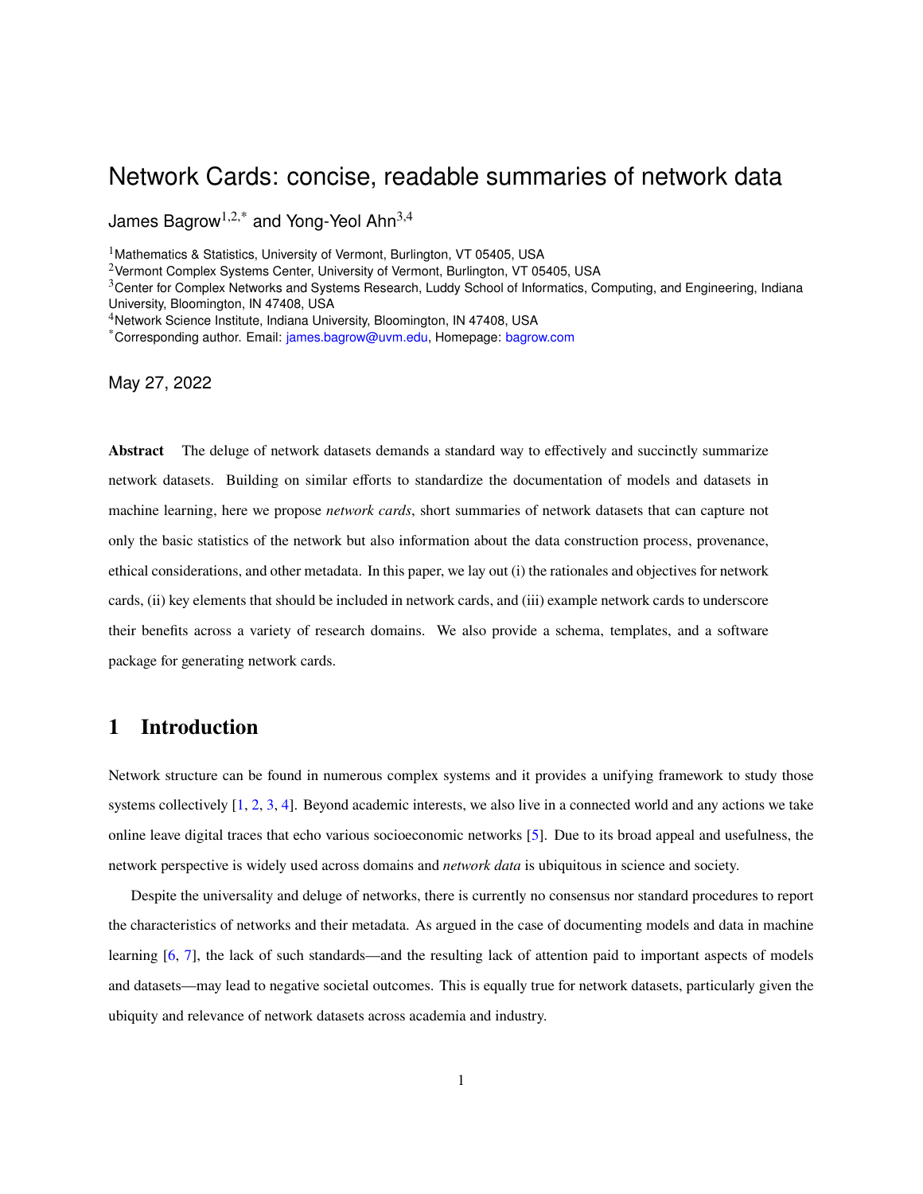# Network Cards: concise, readable summaries of network data

James Bagrow[1,2,*] and Yong-Yeol Ahn[3,4]

[1]Mathematics & Statistics, University of Vermont, Burlington, VT 05405, USA
[2]Vermont Complex Systems Center, University of Vermont, Burlington, VT 05405, USA
[3]Center for Complex Networks and Systems Research, Luddy School of Informatics, Computing, and Engineering, Indiana University, Bloomington, IN 47408, USA
[4]Network Science Institute, Indiana University, Bloomington, IN 47408, USA
[*]Corresponding author. Email: james.bagrow@uvm.edu, Homepage: bagrow.com

May 27, 2022

**Abstract** The deluge of network datasets demands a standard way to effectively and succinctly summarize network datasets. Building on similar efforts to standardize the documentation of models and datasets in machine learning, here we propose *network cards*, short summaries of network datasets that can capture not only the basic statistics of the network but also information about the data construction process, provenance, ethical considerations, and other metadata. In this paper, we lay out (i) the rationales and objectives for network cards, (ii) key elements that should be included in network cards, and (iii) example network cards to underscore their benefits across a variety of research domains. We also provide a schema, templates, and a software package for generating network cards.

## 1 Introduction

Network structure can be found in numerous complex systems and it provides a unifying framework to study those systems collectively [1, 2, 3, 4]. Beyond academic interests, we also live in a connected world and any actions we take online leave digital traces that echo various socioeconomic networks [5]. Due to its broad appeal and usefulness, the network perspective is widely used across domains and *network data* is ubiquitous in science and society.

Despite the universality and deluge of networks, there is currently no consensus nor standard procedures to report the characteristics of networks and their metadata. As argued in the case of documenting models and data in machine learning [6, 7], the lack of such standards—and the resulting lack of attention paid to important aspects of models and datasets—may lead to negative societal outcomes. This is equally true for network datasets, particularly given the ubiquity and relevance of network datasets across academia and industry.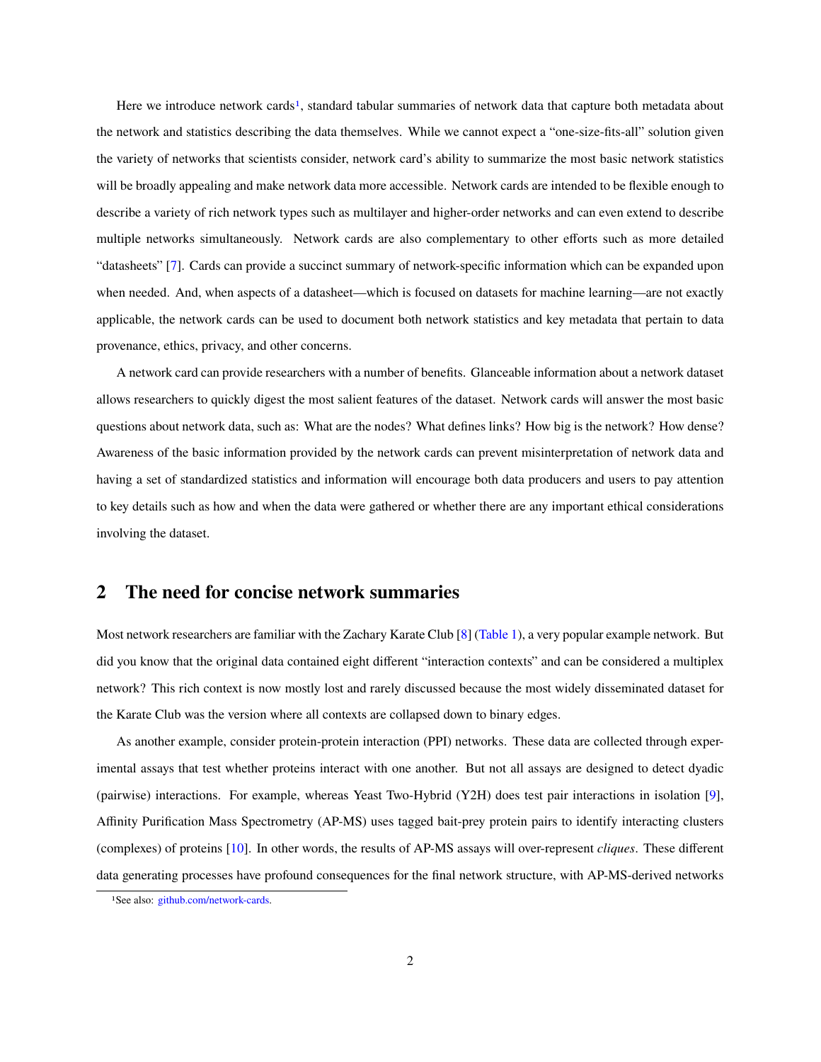Here we introduce network cards[1], standard tabular summaries of network data that capture both metadata about the network and statistics describing the data themselves. While we cannot expect a "one-size-fits-all" solution given the variety of networks that scientists consider, network card's ability to summarize the most basic network statistics will be broadly appealing and make network data more accessible. Network cards are intended to be flexible enough to describe a variety of rich network types such as multilayer and higher-order networks and can even extend to describe multiple networks simultaneously. Network cards are also complementary to other efforts such as more detailed "datasheets" [7]. Cards can provide a succinct summary of network-specific information which can be expanded upon when needed. And, when aspects of a datasheet—which is focused on datasets for machine learning—are not exactly applicable, the network cards can be used to document both network statistics and key metadata that pertain to data provenance, ethics, privacy, and other concerns.

A network card can provide researchers with a number of benefits. Glanceable information about a network dataset allows researchers to quickly digest the most salient features of the dataset. Network cards will answer the most basic questions about network data, such as: What are the nodes? What defines links? How big is the network? How dense? Awareness of the basic information provided by the network cards can prevent misinterpretation of network data and having a set of standardized statistics and information will encourage both data producers and users to pay attention to key details such as how and when the data were gathered or whether there are any important ethical considerations involving the dataset.

## 2 The need for concise network summaries

Most network researchers are familiar with the Zachary Karate Club [8] (Table 1), a very popular example network. But did you know that the original data contained eight different "interaction contexts" and can be considered a multiplex network? This rich context is now mostly lost and rarely discussed because the most widely disseminated dataset for the Karate Club was the version where all contexts are collapsed down to binary edges.

As another example, consider protein-protein interaction (PPI) networks. These data are collected through experimental assays that test whether proteins interact with one another. But not all assays are designed to detect dyadic (pairwise) interactions. For example, whereas Yeast Two-Hybrid (Y2H) does test pair interactions in isolation [9], Affinity Purification Mass Spectrometry (AP-MS) uses tagged bait-prey protein pairs to identify interacting clusters (complexes) of proteins [10]. In other words, the results of AP-MS assays will over-represent *cliques*. These different data generating processes have profound consequences for the final network structure, with AP-MS-derived networks

[1] See also: github.com/network-cards.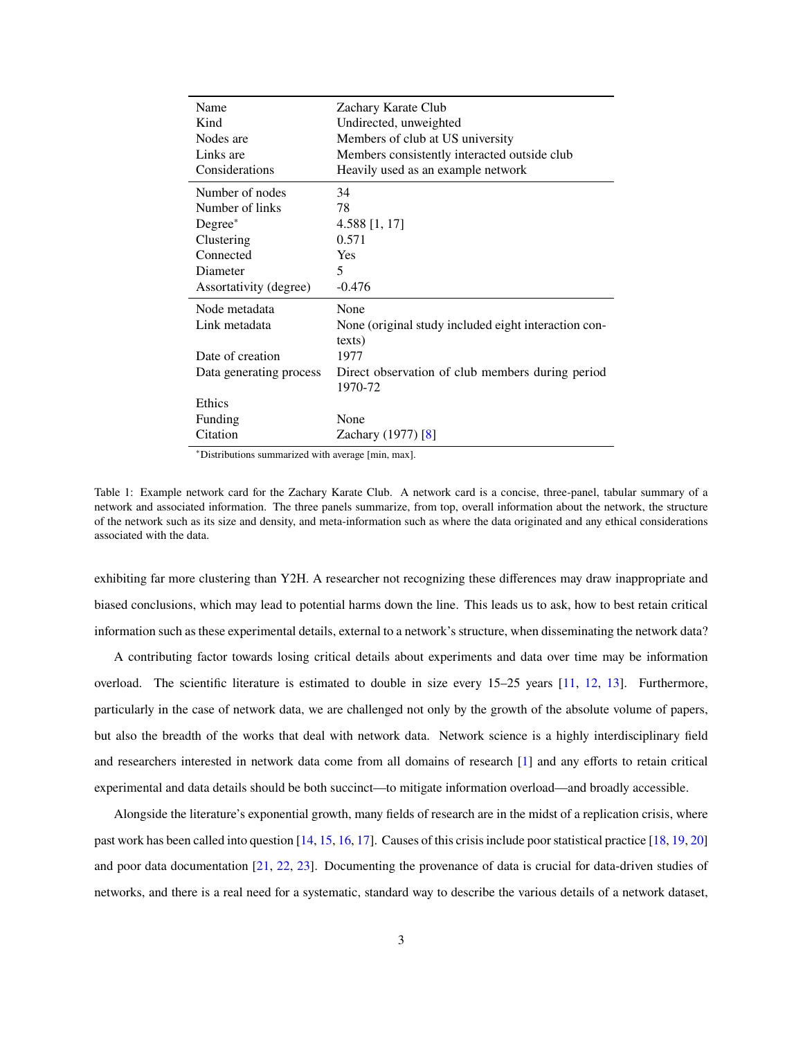| | |
|---|---|
| Name | Zachary Karate Club |
| Kind | Undirected, unweighted |
| Nodes are | Members of club at US university |
| Links are | Members consistently interacted outside club |
| Considerations | Heavily used as an example network |
| Number of nodes | 34 |
| Number of links | 78 |
| Degree* | 4.588 [1, 17] |
| Clustering | 0.571 |
| Connected | Yes |
| Diameter | 5 |
| Assortativity (degree) | -0.476 |
| Node metadata | None |
| Link metadata | None (original study included eight interaction contexts) |
| Date of creation | 1977 |
| Data generating process | Direct observation of club members during period 1970-72 |
| Ethics | |
| Funding | None |
| Citation | Zachary (1977) [8] |

*Distributions summarized with average [min, max].

Table 1: Example network card for the Zachary Karate Club. A network card is a concise, three-panel, tabular summary of a network and associated information. The three panels summarize, from top, overall information about the network, the structure of the network such as its size and density, and meta-information such as where the data originated and any ethical considerations associated with the data.

exhibiting far more clustering than Y2H. A researcher not recognizing these differences may draw inappropriate and biased conclusions, which may lead to potential harms down the line. This leads us to ask, how to best retain critical information such as these experimental details, external to a network's structure, when disseminating the network data?

A contributing factor towards losing critical details about experiments and data over time may be information overload. The scientific literature is estimated to double in size every 15–25 years [11, 12, 13]. Furthermore, particularly in the case of network data, we are challenged not only by the growth of the absolute volume of papers, but also the breadth of the works that deal with network data. Network science is a highly interdisciplinary field and researchers interested in network data come from all domains of research [1] and any efforts to retain critical experimental and data details should be both succinct—to mitigate information overload—and broadly accessible.

Alongside the literature's exponential growth, many fields of research are in the midst of a replication crisis, where past work has been called into question [14, 15, 16, 17]. Causes of this crisis include poor statistical practice [18, 19, 20] and poor data documentation [21, 22, 23]. Documenting the provenance of data is crucial for data-driven studies of networks, and there is a real need for a systematic, standard way to describe the various details of a network dataset,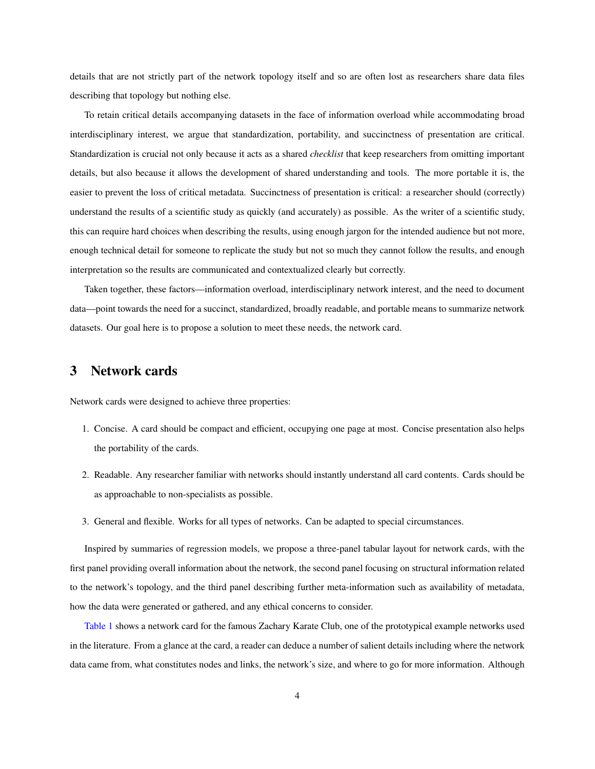details that are not strictly part of the network topology itself and so are often lost as researchers share data files describing that topology but nothing else.

To retain critical details accompanying datasets in the face of information overload while accommodating broad interdisciplinary interest, we argue that standardization, portability, and succinctness of presentation are critical. Standardization is crucial not only because it acts as a shared *checklist* that keep researchers from omitting important details, but also because it allows the development of shared understanding and tools. The more portable it is, the easier to prevent the loss of critical metadata. Succinctness of presentation is critical: a researcher should (correctly) understand the results of a scientific study as quickly (and accurately) as possible. As the writer of a scientific study, this can require hard choices when describing the results, using enough jargon for the intended audience but not more, enough technical detail for someone to replicate the study but not so much they cannot follow the results, and enough interpretation so the results are communicated and contextualized clearly but correctly.

Taken together, these factors—information overload, interdisciplinary network interest, and the need to document data—point towards the need for a succinct, standardized, broadly readable, and portable means to summarize network datasets. Our goal here is to propose a solution to meet these needs, the network card.

## 3 Network cards

Network cards were designed to achieve three properties:

1. Concise. A card should be compact and efficient, occupying one page at most. Concise presentation also helps the portability of the cards.
2. Readable. Any researcher familiar with networks should instantly understand all card contents. Cards should be as approachable to non-specialists as possible.
3. General and flexible. Works for all types of networks. Can be adapted to special circumstances.

Inspired by summaries of regression models, we propose a three-panel tabular layout for network cards, with the first panel providing overall information about the network, the second panel focusing on structural information related to the network's topology, and the third panel describing further meta-information such as availability of metadata, how the data were generated or gathered, and any ethical concerns to consider.

Table 1 shows a network card for the famous Zachary Karate Club, one of the prototypical example networks used in the literature. From a glance at the card, a reader can deduce a number of salient details including where the network data came from, what constitutes nodes and links, the network's size, and where to go for more information. Although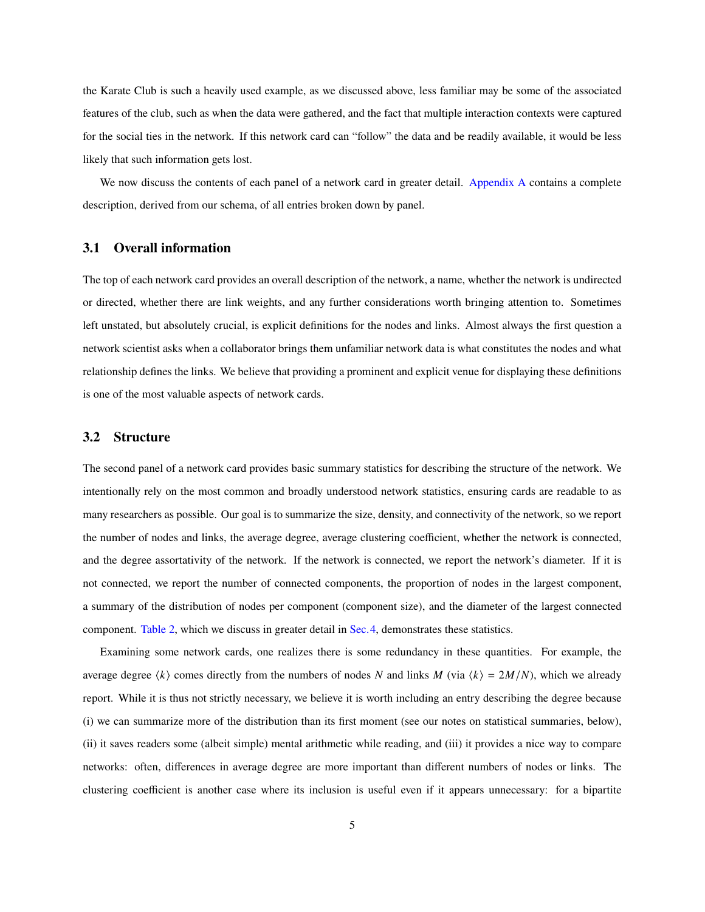the Karate Club is such a heavily used example, as we discussed above, less familiar may be some of the associated features of the club, such as when the data were gathered, and the fact that multiple interaction contexts were captured for the social ties in the network. If this network card can "follow" the data and be readily available, it would be less likely that such information gets lost.

We now discuss the contents of each panel of a network card in greater detail. Appendix A contains a complete description, derived from our schema, of all entries broken down by panel.

### 3.1 Overall information

The top of each network card provides an overall description of the network, a name, whether the network is undirected or directed, whether there are link weights, and any further considerations worth bringing attention to. Sometimes left unstated, but absolutely crucial, is explicit definitions for the nodes and links. Almost always the first question a network scientist asks when a collaborator brings them unfamiliar network data is what constitutes the nodes and what relationship defines the links. We believe that providing a prominent and explicit venue for displaying these definitions is one of the most valuable aspects of network cards.

### 3.2 Structure

The second panel of a network card provides basic summary statistics for describing the structure of the network. We intentionally rely on the most common and broadly understood network statistics, ensuring cards are readable to as many researchers as possible. Our goal is to summarize the size, density, and connectivity of the network, so we report the number of nodes and links, the average degree, average clustering coefficient, whether the network is connected, and the degree assortativity of the network. If the network is connected, we report the network's diameter. If it is not connected, we report the number of connected components, the proportion of nodes in the largest component, a summary of the distribution of nodes per component (component size), and the diameter of the largest connected component. Table 2, which we discuss in greater detail in Sec. 4, demonstrates these statistics.

Examining some network cards, one realizes there is some redundancy in these quantities. For example, the average degree $\langle k \rangle$ comes directly from the numbers of nodes $N$ and links $M$ (via $\langle k \rangle = 2M/N$), which we already report. While it is thus not strictly necessary, we believe it is worth including an entry describing the degree because (i) we can summarize more of the distribution than its first moment (see our notes on statistical summaries, below), (ii) it saves readers some (albeit simple) mental arithmetic while reading, and (iii) it provides a nice way to compare networks: often, differences in average degree are more important than different numbers of nodes or links. The clustering coefficient is another case where its inclusion is useful even if it appears unnecessary: for a bipartite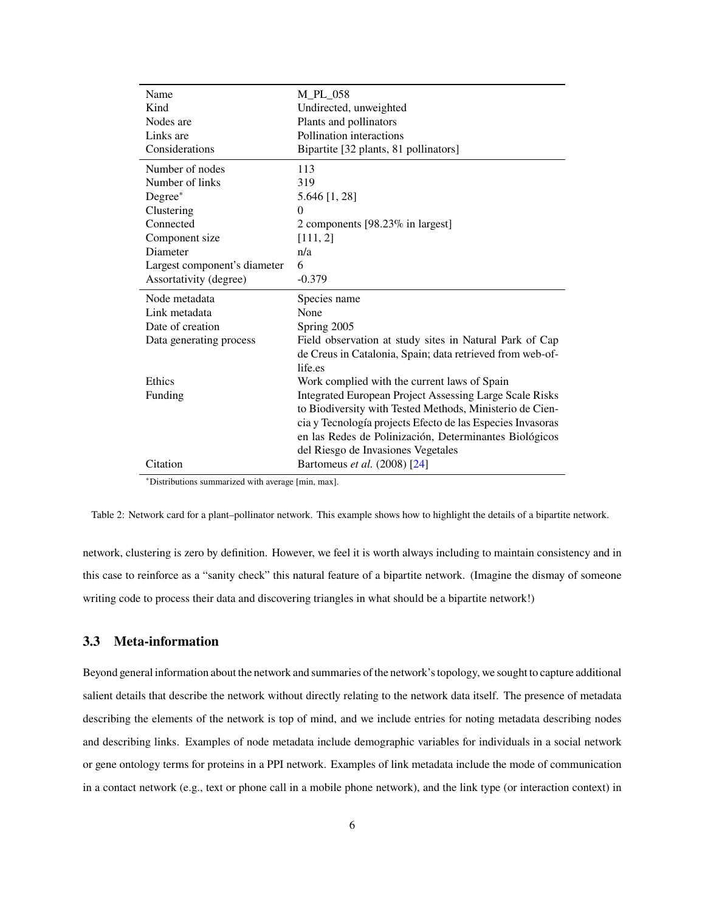| | |
|---|---|
| Name | M_PL_058 |
| Kind | Undirected, unweighted |
| Nodes are | Plants and pollinators |
| Links are | Pollination interactions |
| Considerations | Bipartite [32 plants, 81 pollinators] |
| Number of nodes | 113 |
| Number of links | 319 |
| Degree* | 5.646 [1, 28] |
| Clustering | 0 |
| Connected | 2 components [98.23% in largest] |
| Component size | [111, 2] |
| Diameter | n/a |
| Largest component's diameter | 6 |
| Assortativity (degree) | -0.379 |
| Node metadata | Species name |
| Link metadata | None |
| Date of creation | Spring 2005 |
| Data generating process | Field observation at study sites in Natural Park of Cap de Creus in Catalonia, Spain; data retrieved from web-of-life.es |
| Ethics | Work complied with the current laws of Spain |
| Funding | Integrated European Project Assessing Large Scale Risks to Biodiversity with Tested Methods, Ministerio de Ciencia y Tecnología projects Efecto de las Especies Invasoras en las Redes de Polinización, Determinantes Biológicos del Riesgo de Invasiones Vegetales |
| Citation | Bartomeus *et al.* (2008) [24] |

*Distributions summarized with average [min, max].

Table 2: Network card for a plant–pollinator network. This example shows how to highlight the details of a bipartite network.

network, clustering is zero by definition. However, we feel it is worth always including to maintain consistency and in this case to reinforce as a "sanity check" this natural feature of a bipartite network. (Imagine the dismay of someone writing code to process their data and discovering triangles in what should be a bipartite network!)

### 3.3 Meta-information

Beyond general information about the network and summaries of the network's topology, we sought to capture additional salient details that describe the network without directly relating to the network data itself. The presence of metadata describing the elements of the network is top of mind, and we include entries for noting metadata describing nodes and describing links. Examples of node metadata include demographic variables for individuals in a social network or gene ontology terms for proteins in a PPI network. Examples of link metadata include the mode of communication in a contact network (e.g., text or phone call in a mobile phone network), and the link type (or interaction context) in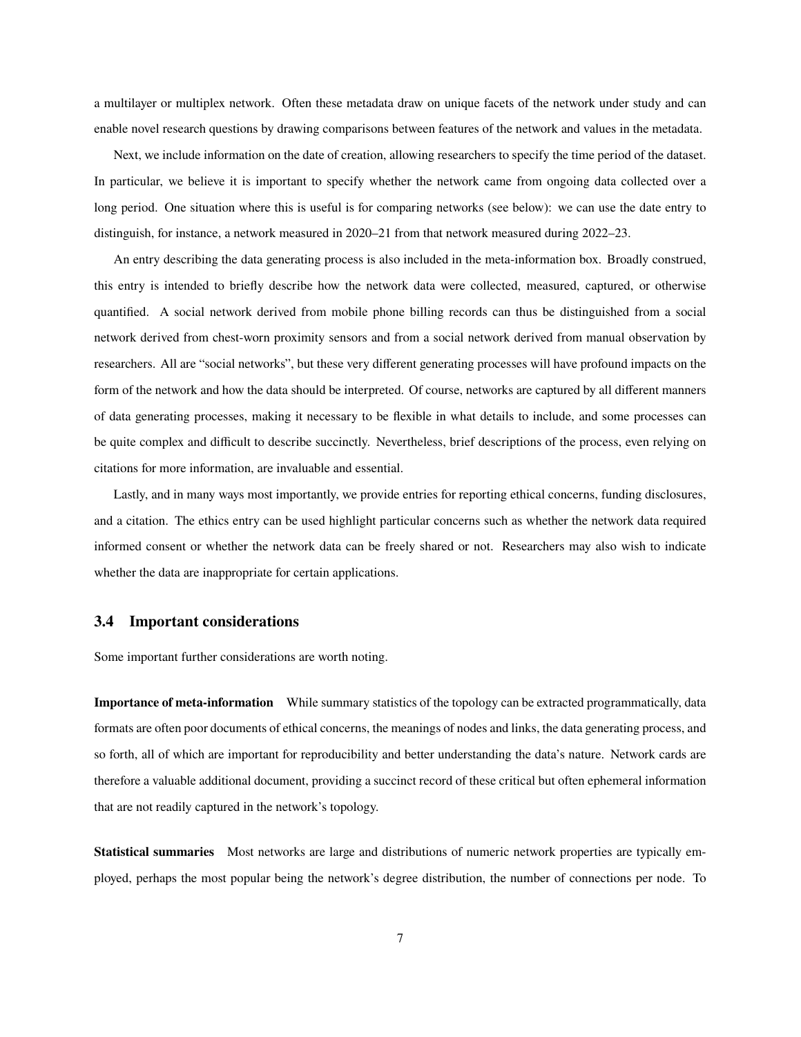a multilayer or multiplex network. Often these metadata draw on unique facets of the network under study and can enable novel research questions by drawing comparisons between features of the network and values in the metadata.

Next, we include information on the date of creation, allowing researchers to specify the time period of the dataset. In particular, we believe it is important to specify whether the network came from ongoing data collected over a long period. One situation where this is useful is for comparing networks (see below): we can use the date entry to distinguish, for instance, a network measured in 2020–21 from that network measured during 2022–23.

An entry describing the data generating process is also included in the meta-information box. Broadly construed, this entry is intended to briefly describe how the network data were collected, measured, captured, or otherwise quantified. A social network derived from mobile phone billing records can thus be distinguished from a social network derived from chest-worn proximity sensors and from a social network derived from manual observation by researchers. All are "social networks", but these very different generating processes will have profound impacts on the form of the network and how the data should be interpreted. Of course, networks are captured by all different manners of data generating processes, making it necessary to be flexible in what details to include, and some processes can be quite complex and difficult to describe succinctly. Nevertheless, brief descriptions of the process, even relying on citations for more information, are invaluable and essential.

Lastly, and in many ways most importantly, we provide entries for reporting ethical concerns, funding disclosures, and a citation. The ethics entry can be used highlight particular concerns such as whether the network data required informed consent or whether the network data can be freely shared or not. Researchers may also wish to indicate whether the data are inappropriate for certain applications.

### 3.4 Important considerations

Some important further considerations are worth noting.

**Importance of meta-information** While summary statistics of the topology can be extracted programmatically, data formats are often poor documents of ethical concerns, the meanings of nodes and links, the data generating process, and so forth, all of which are important for reproducibility and better understanding the data's nature. Network cards are therefore a valuable additional document, providing a succinct record of these critical but often ephemeral information that are not readily captured in the network's topology.

**Statistical summaries** Most networks are large and distributions of numeric network properties are typically employed, perhaps the most popular being the network's degree distribution, the number of connections per node. To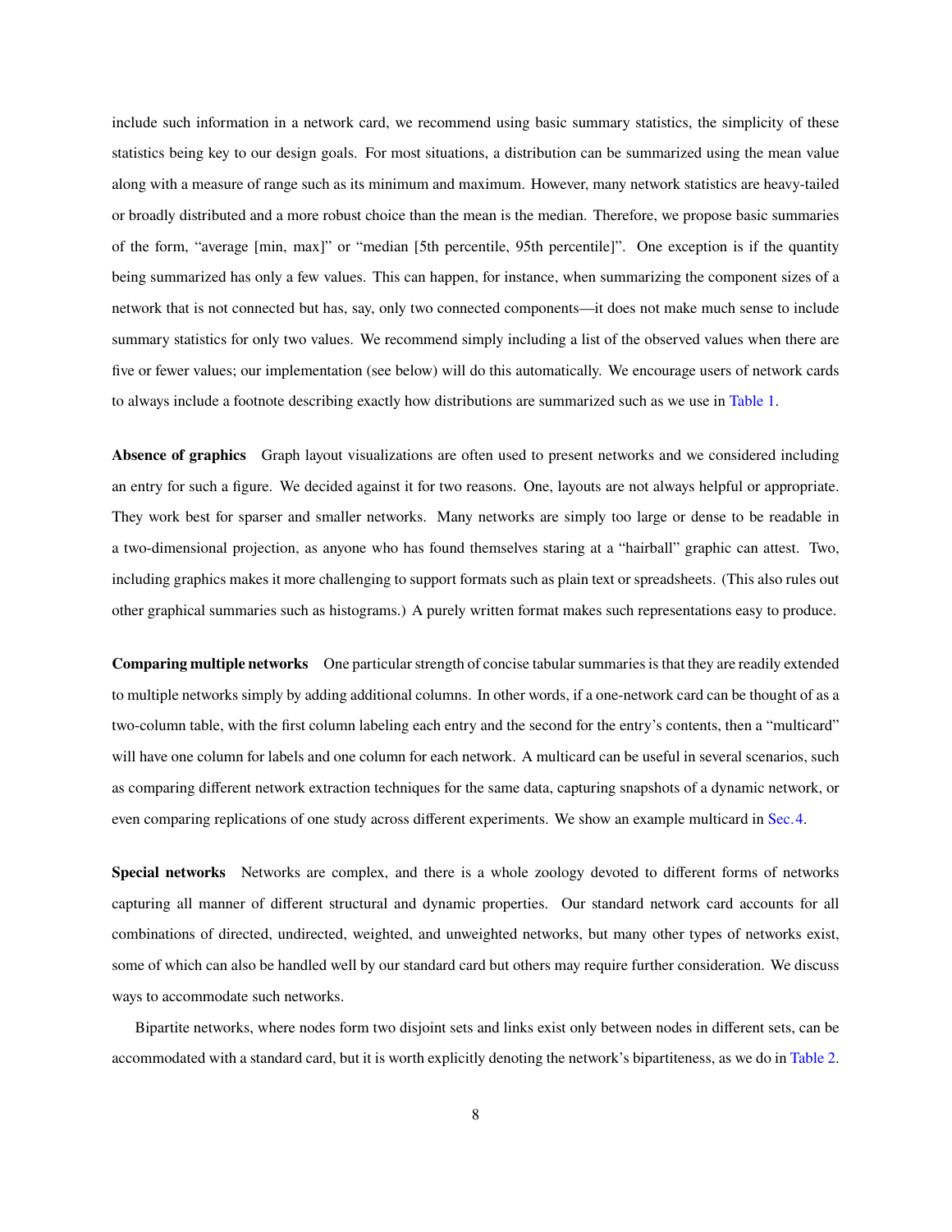include such information in a network card, we recommend using basic summary statistics, the simplicity of these statistics being key to our design goals. For most situations, a distribution can be summarized using the mean value along with a measure of range such as its minimum and maximum. However, many network statistics are heavy-tailed or broadly distributed and a more robust choice than the mean is the median. Therefore, we propose basic summaries of the form, "average [min, max]" or "median [5th percentile, 95th percentile]". One exception is if the quantity being summarized has only a few values. This can happen, for instance, when summarizing the component sizes of a network that is not connected but has, say, only two connected components—it does not make much sense to include summary statistics for only two values. We recommend simply including a list of the observed values when there are five or fewer values; our implementation (see below) will do this automatically. We encourage users of network cards to always include a footnote describing exactly how distributions are summarized such as we use in Table 1.

**Absence of graphics** Graph layout visualizations are often used to present networks and we considered including an entry for such a figure. We decided against it for two reasons. One, layouts are not always helpful or appropriate. They work best for sparser and smaller networks. Many networks are simply too large or dense to be readable in a two-dimensional projection, as anyone who has found themselves staring at a "hairball" graphic can attest. Two, including graphics makes it more challenging to support formats such as plain text or spreadsheets. (This also rules out other graphical summaries such as histograms.) A purely written format makes such representations easy to produce.

**Comparing multiple networks** One particular strength of concise tabular summaries is that they are readily extended to multiple networks simply by adding additional columns. In other words, if a one-network card can be thought of as a two-column table, with the first column labeling each entry and the second for the entry's contents, then a "multicard" will have one column for labels and one column for each network. A multicard can be useful in several scenarios, such as comparing different network extraction techniques for the same data, capturing snapshots of a dynamic network, or even comparing replications of one study across different experiments. We show an example multicard in Sec. 4.

**Special networks** Networks are complex, and there is a whole zoology devoted to different forms of networks capturing all manner of different structural and dynamic properties. Our standard network card accounts for all combinations of directed, undirected, weighted, and unweighted networks, but many other types of networks exist, some of which can also be handled well by our standard card but others may require further consideration. We discuss ways to accommodate such networks.

Bipartite networks, where nodes form two disjoint sets and links exist only between nodes in different sets, can be accommodated with a standard card, but it is worth explicitly denoting the network's bipartiteness, as we do in Table 2.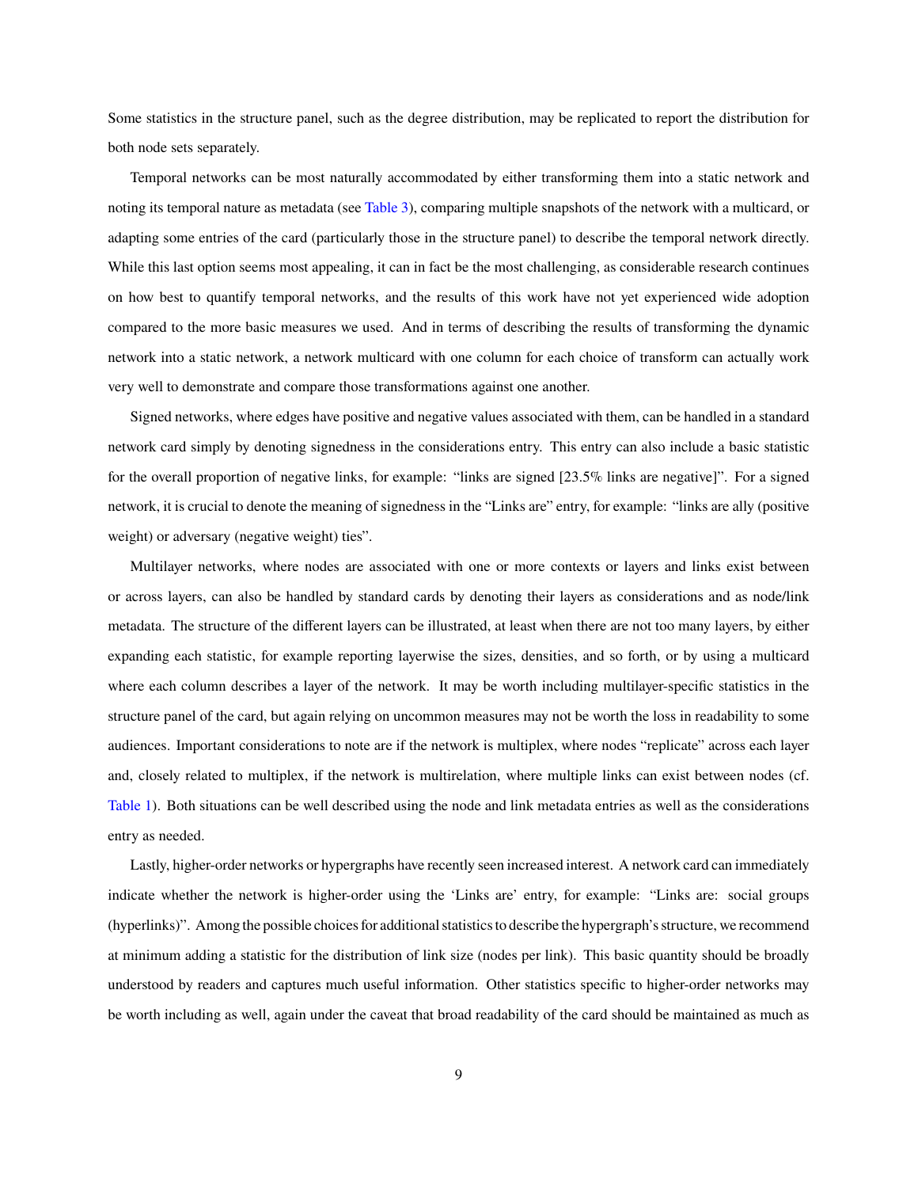Some statistics in the structure panel, such as the degree distribution, may be replicated to report the distribution for both node sets separately.

Temporal networks can be most naturally accommodated by either transforming them into a static network and noting its temporal nature as metadata (see Table 3), comparing multiple snapshots of the network with a multicard, or adapting some entries of the card (particularly those in the structure panel) to describe the temporal network directly. While this last option seems most appealing, it can in fact be the most challenging, as considerable research continues on how best to quantify temporal networks, and the results of this work have not yet experienced wide adoption compared to the more basic measures we used. And in terms of describing the results of transforming the dynamic network into a static network, a network multicard with one column for each choice of transform can actually work very well to demonstrate and compare those transformations against one another.

Signed networks, where edges have positive and negative values associated with them, can be handled in a standard network card simply by denoting signedness in the considerations entry. This entry can also include a basic statistic for the overall proportion of negative links, for example: "links are signed [23.5% links are negative]". For a signed network, it is crucial to denote the meaning of signedness in the "Links are" entry, for example: "links are ally (positive weight) or adversary (negative weight) ties".

Multilayer networks, where nodes are associated with one or more contexts or layers and links exist between or across layers, can also be handled by standard cards by denoting their layers as considerations and as node/link metadata. The structure of the different layers can be illustrated, at least when there are not too many layers, by either expanding each statistic, for example reporting layerwise the sizes, densities, and so forth, or by using a multicard where each column describes a layer of the network. It may be worth including multilayer-specific statistics in the structure panel of the card, but again relying on uncommon measures may not be worth the loss in readability to some audiences. Important considerations to note are if the network is multiplex, where nodes "replicate" across each layer and, closely related to multiplex, if the network is multirelation, where multiple links can exist between nodes (cf. Table 1). Both situations can be well described using the node and link metadata entries as well as the considerations entry as needed.

Lastly, higher-order networks or hypergraphs have recently seen increased interest. A network card can immediately indicate whether the network is higher-order using the 'Links are' entry, for example: "Links are: social groups (hyperlinks)". Among the possible choices for additional statistics to describe the hypergraph's structure, we recommend at minimum adding a statistic for the distribution of link size (nodes per link). This basic quantity should be broadly understood by readers and captures much useful information. Other statistics specific to higher-order networks may be worth including as well, again under the caveat that broad readability of the card should be maintained as much as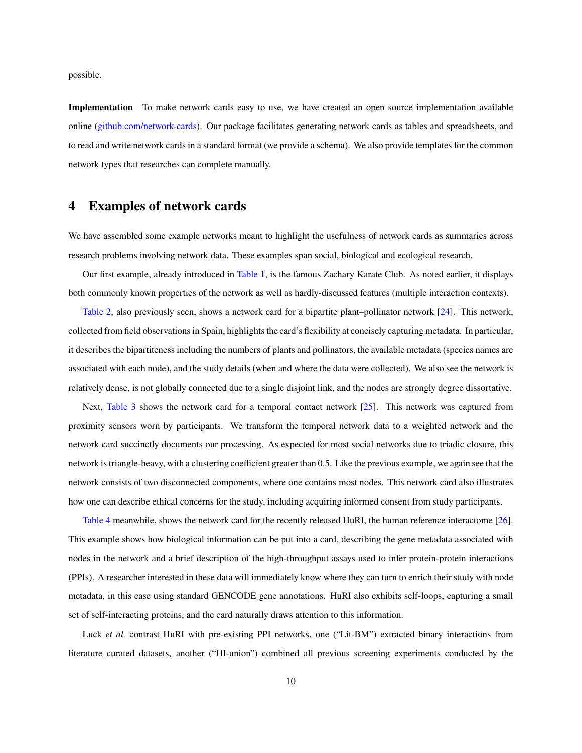possible.

**Implementation** To make network cards easy to use, we have created an open source implementation available online (github.com/network-cards). Our package facilitates generating network cards as tables and spreadsheets, and to read and write network cards in a standard format (we provide a schema). We also provide templates for the common network types that researches can complete manually.

## 4 Examples of network cards

We have assembled some example networks meant to highlight the usefulness of network cards as summaries across research problems involving network data. These examples span social, biological and ecological research.

Our first example, already introduced in Table 1, is the famous Zachary Karate Club. As noted earlier, it displays both commonly known properties of the network as well as hardly-discussed features (multiple interaction contexts).

Table 2, also previously seen, shows a network card for a bipartite plant–pollinator network [24]. This network, collected from field observations in Spain, highlights the card's flexibility at concisely capturing metadata. In particular, it describes the bipartiteness including the numbers of plants and pollinators, the available metadata (species names are associated with each node), and the study details (when and where the data were collected). We also see the network is relatively dense, is not globally connected due to a single disjoint link, and the nodes are strongly degree dissortative.

Next, Table 3 shows the network card for a temporal contact network [25]. This network was captured from proximity sensors worn by participants. We transform the temporal network data to a weighted network and the network card succinctly documents our processing. As expected for most social networks due to triadic closure, this network is triangle-heavy, with a clustering coefficient greater than 0.5. Like the previous example, we again see that the network consists of two disconnected components, where one contains most nodes. This network card also illustrates how one can describe ethical concerns for the study, including acquiring informed consent from study participants.

Table 4 meanwhile, shows the network card for the recently released HuRI, the human reference interactome [26]. This example shows how biological information can be put into a card, describing the gene metadata associated with nodes in the network and a brief description of the high-throughput assays used to infer protein-protein interactions (PPIs). A researcher interested in these data will immediately know where they can turn to enrich their study with node metadata, in this case using standard GENCODE gene annotations. HuRI also exhibits self-loops, capturing a small set of self-interacting proteins, and the card naturally draws attention to this information.

Luck *et al.* contrast HuRI with pre-existing PPI networks, one ("Lit-BM") extracted binary interactions from literature curated datasets, another ("HI-union") combined all previous screening experiments conducted by the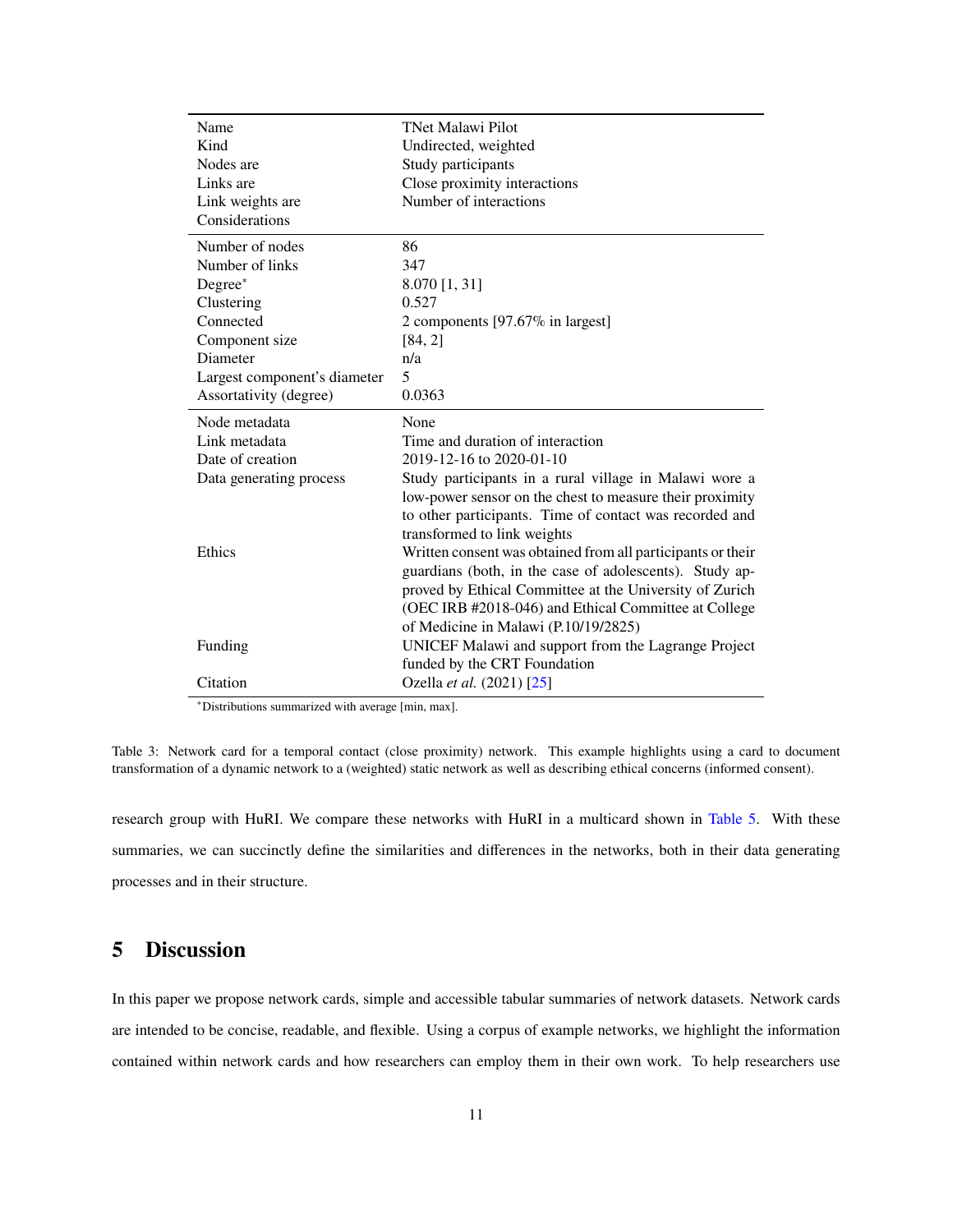| | |
|---|---|
| Name | TNet Malawi Pilot |
| Kind | Undirected, weighted |
| Nodes are | Study participants |
| Links are | Close proximity interactions |
| Link weights are | Number of interactions |
| Considerations | |
| Number of nodes | 86 |
| Number of links | 347 |
| Degree* | 8.070 [1, 31] |
| Clustering | 0.527 |
| Connected | 2 components [97.67% in largest] |
| Component size | [84, 2] |
| Diameter | n/a |
| Largest component's diameter | 5 |
| Assortativity (degree) | 0.0363 |
| Node metadata | None |
| Link metadata | Time and duration of interaction |
| Date of creation | 2019-12-16 to 2020-01-10 |
| Data generating process | Study participants in a rural village in Malawi wore a low-power sensor on the chest to measure their proximity to other participants. Time of contact was recorded and transformed to link weights |
| Ethics | Written consent was obtained from all participants or their guardians (both, in the case of adolescents). Study approved by Ethical Committee at the University of Zurich (OEC IRB #2018-046) and Ethical Committee at College of Medicine in Malawi (P.10/19/2825) |
| Funding | UNICEF Malawi and support from the Lagrange Project funded by the CRT Foundation |
| Citation | Ozella *et al.* (2021) [25] |

*Distributions summarized with average [min, max].

Table 3: Network card for a temporal contact (close proximity) network. This example highlights using a card to document transformation of a dynamic network to a (weighted) static network as well as describing ethical concerns (informed consent).

research group with HuRI. We compare these networks with HuRI in a multicard shown in Table 5. With these summaries, we can succinctly define the similarities and differences in the networks, both in their data generating processes and in their structure.

# 5 Discussion

In this paper we propose network cards, simple and accessible tabular summaries of network datasets. Network cards are intended to be concise, readable, and flexible. Using a corpus of example networks, we highlight the information contained within network cards and how researchers can employ them in their own work. To help researchers use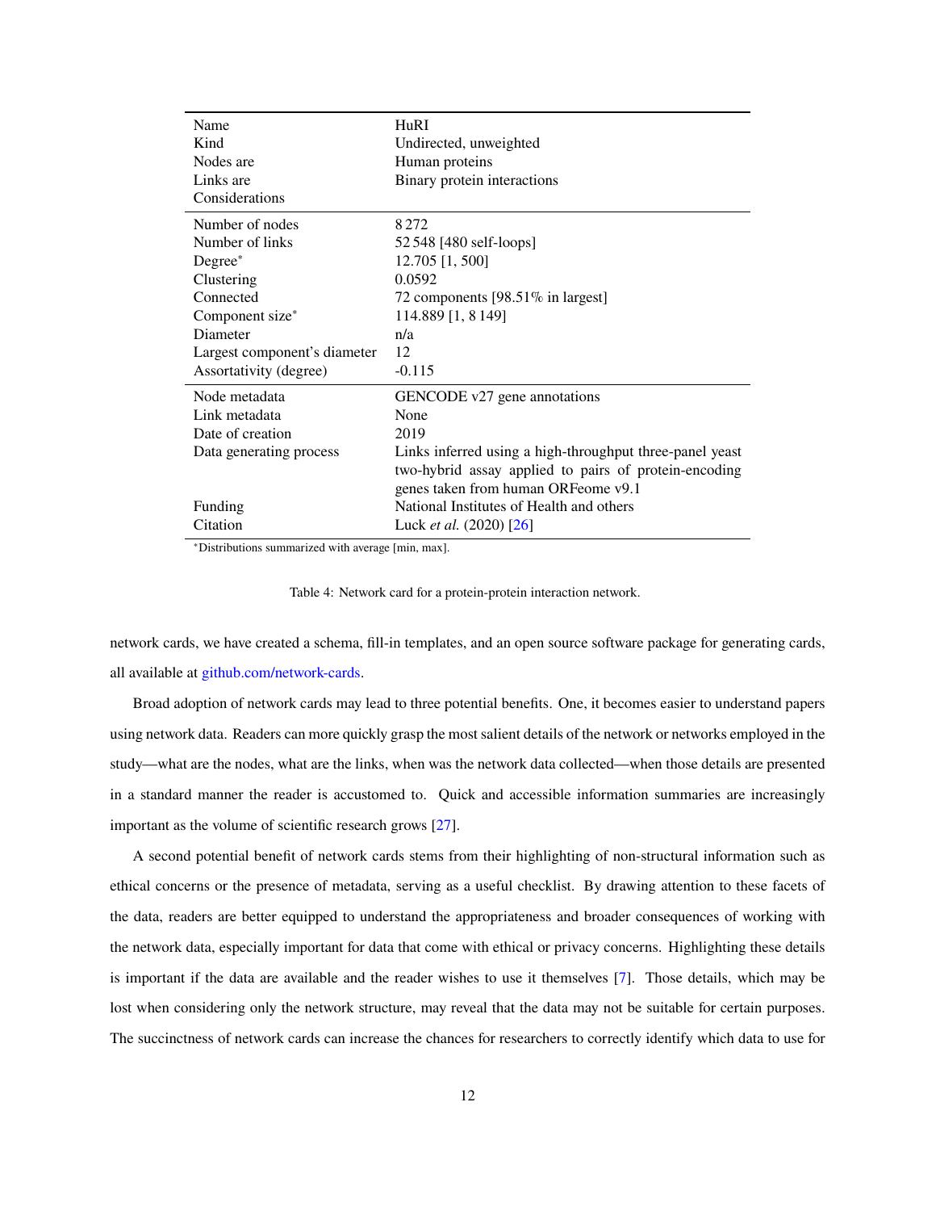| | |
|---|---|
| Name | HuRI |
| Kind | Undirected, unweighted |
| Nodes are | Human proteins |
| Links are | Binary protein interactions |
| Considerations | |
| Number of nodes | 8 272 |
| Number of links | 52 548 [480 self-loops] |
| Degree* | 12.705 [1, 500] |
| Clustering | 0.0592 |
| Connected | 72 components [98.51% in largest] |
| Component size* | 114.889 [1, 8 149] |
| Diameter | n/a |
| Largest component's diameter | 12 |
| Assortativity (degree) | -0.115 |
| Node metadata | GENCODE v27 gene annotations |
| Link metadata | None |
| Date of creation | 2019 |
| Data generating process | Links inferred using a high-throughput three-panel yeast two-hybrid assay applied to pairs of protein-encoding genes taken from human ORFeome v9.1 |
| Funding | National Institutes of Health and others |
| Citation | Luck *et al.* (2020) [26] |

*Distributions summarized with average [min, max].

Table 4: Network card for a protein-protein interaction network.

network cards, we have created a schema, fill-in templates, and an open source software package for generating cards, all available at github.com/network-cards.

Broad adoption of network cards may lead to three potential benefits. One, it becomes easier to understand papers using network data. Readers can more quickly grasp the most salient details of the network or networks employed in the study—what are the nodes, what are the links, when was the network data collected—when those details are presented in a standard manner the reader is accustomed to. Quick and accessible information summaries are increasingly important as the volume of scientific research grows [27].

A second potential benefit of network cards stems from their highlighting of non-structural information such as ethical concerns or the presence of metadata, serving as a useful checklist. By drawing attention to these facets of the data, readers are better equipped to understand the appropriateness and broader consequences of working with the network data, especially important for data that come with ethical or privacy concerns. Highlighting these details is important if the data are available and the reader wishes to use it themselves [7]. Those details, which may be lost when considering only the network structure, may reveal that the data may not be suitable for certain purposes. The succinctness of network cards can increase the chances for researchers to correctly identify which data to use for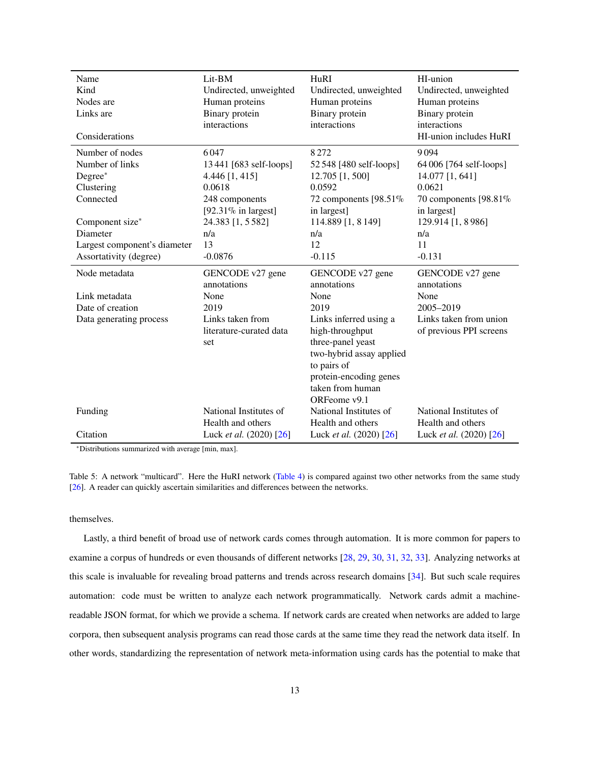| Name | Lit-BM | HuRI | HI-union |
|---|---|---|---|
| Kind | Undirected, unweighted | Undirected, unweighted | Undirected, unweighted |
| Nodes are | Human proteins | Human proteins | Human proteins |
| Links are | Binary protein interactions | Binary protein interactions | Binary protein interactions |
| Considerations | | | HI-union includes HuRI |
| Number of nodes | 6 047 | 8 272 | 9 094 |
| Number of links | 13 441 [683 self-loops] | 52 548 [480 self-loops] | 64 006 [764 self-loops] |
| Degree* | 4.446 [1, 415] | 12.705 [1, 500] | 14.077 [1, 641] |
| Clustering | 0.0618 | 0.0592 | 0.0621 |
| Connected | 248 components [92.31% in largest] | 72 components [98.51% in largest] | 70 components [98.81% in largest] |
| Component size* | 24.383 [1, 5 582] | 114.889 [1, 8 149] | 129.914 [1, 8 986] |
| Diameter | n/a | n/a | n/a |
| Largest component's diameter | 13 | 12 | 11 |
| Assortativity (degree) | -0.0876 | -0.115 | -0.131 |
| Node metadata | GENCODE v27 gene annotations | GENCODE v27 gene annotations | GENCODE v27 gene annotations |
| Link metadata | None | None | None |
| Date of creation | 2019 | 2019 | 2005–2019 |
| Data generating process | Links taken from literature-curated data set | Links inferred using a high-throughput three-panel yeast two-hybrid assay applied to pairs of protein-encoding genes taken from human ORFeome v9.1 | Links taken from union of previous PPI screens |
| Funding | National Institutes of Health and others | National Institutes of Health and others | National Institutes of Health and others |
| Citation | Luck *et al.* (2020) [26] | Luck *et al.* (2020) [26] | Luck *et al.* (2020) [26] |

*Distributions summarized with average [min, max].

Table 5: A network "multicard". Here the HuRI network (Table 4) is compared against two other networks from the same study [26]. A reader can quickly ascertain similarities and differences between the networks.

themselves.

Lastly, a third benefit of broad use of network cards comes through automation. It is more common for papers to examine a corpus of hundreds or even thousands of different networks [28, 29, 30, 31, 32, 33]. Analyzing networks at this scale is invaluable for revealing broad patterns and trends across research domains [34]. But such scale requires automation: code must be written to analyze each network programmatically. Network cards admit a machine-readable JSON format, for which we provide a schema. If network cards are created when networks are added to large corpora, then subsequent analysis programs can read those cards at the same time they read the network data itself. In other words, standardizing the representation of network meta-information using cards has the potential to make that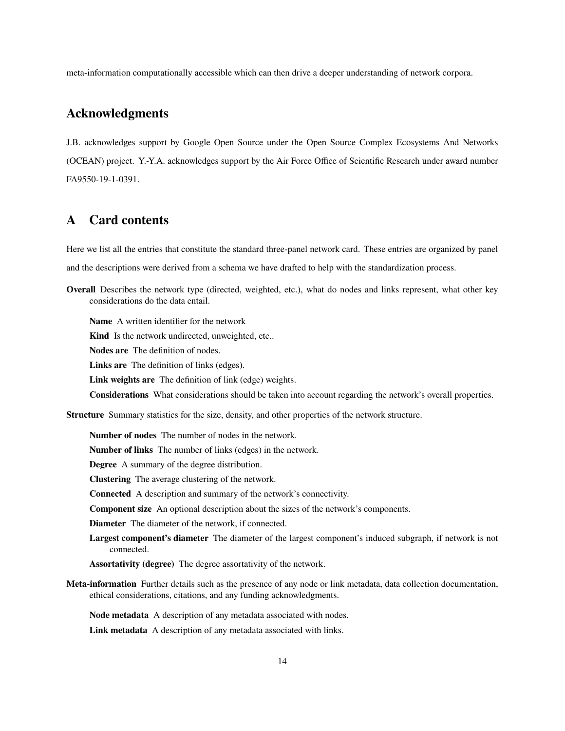meta-information computationally accessible which can then drive a deeper understanding of network corpora.

## Acknowledgments

J.B. acknowledges support by Google Open Source under the Open Source Complex Ecosystems And Networks (OCEAN) project. Y.-Y.A. acknowledges support by the Air Force Office of Scientific Research under award number FA9550-19-1-0391.

## A Card contents

Here we list all the entries that constitute the standard three-panel network card. These entries are organized by panel and the descriptions were derived from a schema we have drafted to help with the standardization process.

**Overall** Describes the network type (directed, weighted, etc.), what do nodes and links represent, what other key considerations do the data entail.

- **Name** A written identifier for the network
- **Kind** Is the network undirected, unweighted, etc..
- **Nodes are** The definition of nodes.
- **Links are** The definition of links (edges).
- **Link weights are** The definition of link (edge) weights.
- **Considerations** What considerations should be taken into account regarding the network's overall properties.

**Structure** Summary statistics for the size, density, and other properties of the network structure.

- **Number of nodes** The number of nodes in the network.
- **Number of links** The number of links (edges) in the network.
- **Degree** A summary of the degree distribution.
- **Clustering** The average clustering of the network.
- **Connected** A description and summary of the network's connectivity.
- **Component size** An optional description about the sizes of the network's components.
- **Diameter** The diameter of the network, if connected.
- **Largest component's diameter** The diameter of the largest component's induced subgraph, if network is not connected.
- **Assortativity (degree)** The degree assortativity of the network.

**Meta-information** Further details such as the presence of any node or link metadata, data collection documentation, ethical considerations, citations, and any funding acknowledgments.

- **Node metadata** A description of any metadata associated with nodes.
- **Link metadata** A description of any metadata associated with links.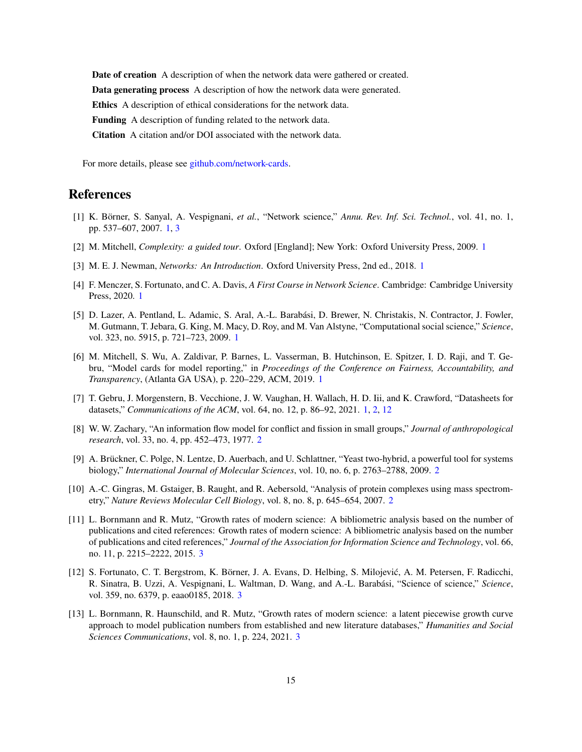**Date of creation** A description of when the network data were gathered or created.

**Data generating process** A description of how the network data were generated.

**Ethics** A description of ethical considerations for the network data.

**Funding** A description of funding related to the network data.

**Citation** A citation and/or DOI associated with the network data.

For more details, please see github.com/network-cards.

# References

[1] K. Börner, S. Sanyal, A. Vespignani, *et al.*, "Network science," *Annu. Rev. Inf. Sci. Technol.*, vol. 41, no. 1, pp. 537–607, 2007. 1, 3

[2] M. Mitchell, *Complexity: a guided tour*. Oxford [England]; New York: Oxford University Press, 2009. 1

[3] M. E. J. Newman, *Networks: An Introduction*. Oxford University Press, 2nd ed., 2018. 1

[4] F. Menczer, S. Fortunato, and C. A. Davis, *A First Course in Network Science*. Cambridge: Cambridge University Press, 2020. 1

[5] D. Lazer, A. Pentland, L. Adamic, S. Aral, A.-L. Barabási, D. Brewer, N. Christakis, N. Contractor, J. Fowler, M. Gutmann, T. Jebara, G. King, M. Macy, D. Roy, and M. Van Alstyne, "Computational social science," *Science*, vol. 323, no. 5915, p. 721–723, 2009. 1

[6] M. Mitchell, S. Wu, A. Zaldivar, P. Barnes, L. Vasserman, B. Hutchinson, E. Spitzer, I. D. Raji, and T. Gebru, "Model cards for model reporting," in *Proceedings of the Conference on Fairness, Accountability, and Transparency*, (Atlanta GA USA), p. 220–229, ACM, 2019. 1

[7] T. Gebru, J. Morgenstern, B. Vecchione, J. W. Vaughan, H. Wallach, H. D. Iii, and K. Crawford, "Datasheets for datasets," *Communications of the ACM*, vol. 64, no. 12, p. 86–92, 2021. 1, 2, 12

[8] W. W. Zachary, "An information flow model for conflict and fission in small groups," *Journal of anthropological research*, vol. 33, no. 4, pp. 452–473, 1977. 2

[9] A. Brückner, C. Polge, N. Lentze, D. Auerbach, and U. Schlattner, "Yeast two-hybrid, a powerful tool for systems biology," *International Journal of Molecular Sciences*, vol. 10, no. 6, p. 2763–2788, 2009. 2

[10] A.-C. Gingras, M. Gstaiger, B. Raught, and R. Aebersold, "Analysis of protein complexes using mass spectrometry," *Nature Reviews Molecular Cell Biology*, vol. 8, no. 8, p. 645–654, 2007. 2

[11] L. Bornmann and R. Mutz, "Growth rates of modern science: A bibliometric analysis based on the number of publications and cited references: Growth rates of modern science: A bibliometric analysis based on the number of publications and cited references," *Journal of the Association for Information Science and Technology*, vol. 66, no. 11, p. 2215–2222, 2015. 3

[12] S. Fortunato, C. T. Bergstrom, K. Börner, J. A. Evans, D. Helbing, S. Milojević, A. M. Petersen, F. Radicchi, R. Sinatra, B. Uzzi, A. Vespignani, L. Waltman, D. Wang, and A.-L. Barabási, "Science of science," *Science*, vol. 359, no. 6379, p. eaao0185, 2018. 3

[13] L. Bornmann, R. Haunschild, and R. Mutz, "Growth rates of modern science: a latent piecewise growth curve approach to model publication numbers from established and new literature databases," *Humanities and Social Sciences Communications*, vol. 8, no. 1, p. 224, 2021. 3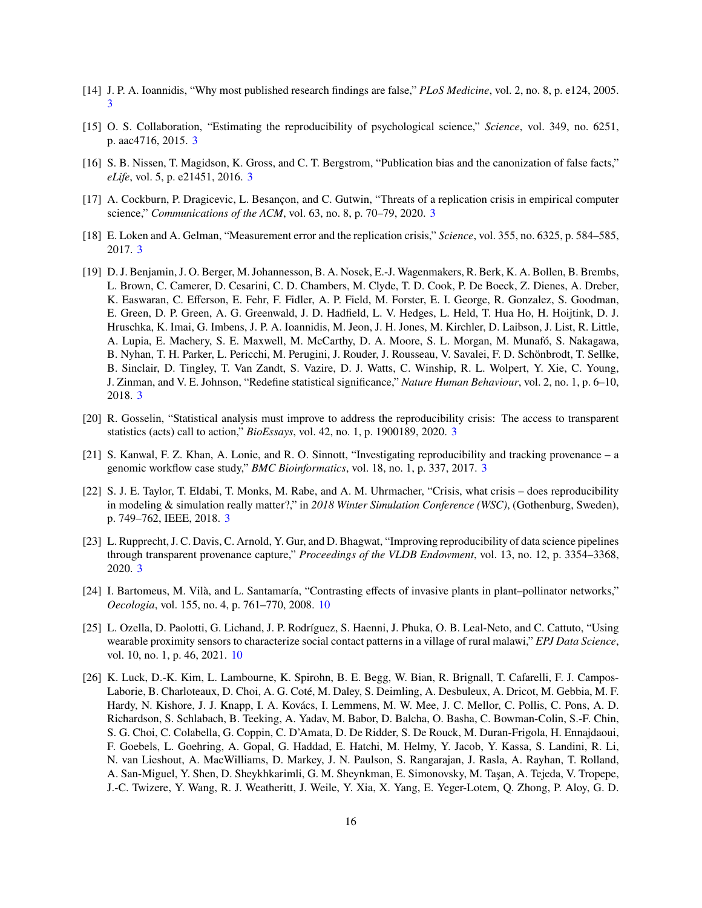[14] J. P. A. Ioannidis, "Why most published research findings are false," *PLoS Medicine*, vol. 2, no. 8, p. e124, 2005. 3

[15] O. S. Collaboration, "Estimating the reproducibility of psychological science," *Science*, vol. 349, no. 6251, p. aac4716, 2015. 3

[16] S. B. Nissen, T. Magidson, K. Gross, and C. T. Bergstrom, "Publication bias and the canonization of false facts," *eLife*, vol. 5, p. e21451, 2016. 3

[17] A. Cockburn, P. Dragicevic, L. Besançon, and C. Gutwin, "Threats of a replication crisis in empirical computer science," *Communications of the ACM*, vol. 63, no. 8, p. 70–79, 2020. 3

[18] E. Loken and A. Gelman, "Measurement error and the replication crisis," *Science*, vol. 355, no. 6325, p. 584–585, 2017. 3

[19] D. J. Benjamin, J. O. Berger, M. Johannesson, B. A. Nosek, E.-J. Wagenmakers, R. Berk, K. A. Bollen, B. Brembs, L. Brown, C. Camerer, D. Cesarini, C. D. Chambers, M. Clyde, T. D. Cook, P. De Boeck, Z. Dienes, A. Dreber, K. Easwaran, C. Efferson, E. Fehr, F. Fidler, A. P. Field, M. Forster, E. I. George, R. Gonzalez, S. Goodman, E. Green, D. P. Green, A. G. Greenwald, J. D. Hadfield, L. V. Hedges, L. Held, T. Hua Ho, H. Hoijtink, D. J. Hruschka, K. Imai, G. Imbens, J. P. A. Ioannidis, M. Jeon, J. H. Jones, M. Kirchler, D. Laibson, J. List, R. Little, A. Lupia, E. Machery, S. E. Maxwell, M. McCarthy, D. A. Moore, S. L. Morgan, M. Munafó, S. Nakagawa, B. Nyhan, T. H. Parker, L. Pericchi, M. Perugini, J. Rouder, J. Rousseau, V. Savalei, F. D. Schönbrodt, T. Sellke, B. Sinclair, D. Tingley, T. Van Zandt, S. Vazire, D. J. Watts, C. Winship, R. L. Wolpert, Y. Xie, C. Young, J. Zinman, and V. E. Johnson, "Redefine statistical significance," *Nature Human Behaviour*, vol. 2, no. 1, p. 6–10, 2018. 3

[20] R. Gosselin, "Statistical analysis must improve to address the reproducibility crisis: The access to transparent statistics (acts) call to action," *BioEssays*, vol. 42, no. 1, p. 1900189, 2020. 3

[21] S. Kanwal, F. Z. Khan, A. Lonie, and R. O. Sinnott, "Investigating reproducibility and tracking provenance – a genomic workflow case study," *BMC Bioinformatics*, vol. 18, no. 1, p. 337, 2017. 3

[22] S. J. E. Taylor, T. Eldabi, T. Monks, M. Rabe, and A. M. Uhrmacher, "Crisis, what crisis – does reproducibility in modeling & simulation really matter?," in *2018 Winter Simulation Conference (WSC)*, (Gothenburg, Sweden), p. 749–762, IEEE, 2018. 3

[23] L. Rupprecht, J. C. Davis, C. Arnold, Y. Gur, and D. Bhagwat, "Improving reproducibility of data science pipelines through transparent provenance capture," *Proceedings of the VLDB Endowment*, vol. 13, no. 12, p. 3354–3368, 2020. 3

[24] I. Bartomeus, M. Vilà, and L. Santamaría, "Contrasting effects of invasive plants in plant–pollinator networks," *Oecologia*, vol. 155, no. 4, p. 761–770, 2008. 10

[25] L. Ozella, D. Paolotti, G. Lichand, J. P. Rodríguez, S. Haenni, J. Phuka, O. B. Leal-Neto, and C. Cattuto, "Using wearable proximity sensors to characterize social contact patterns in a village of rural malawi," *EPJ Data Science*, vol. 10, no. 1, p. 46, 2021. 10

[26] K. Luck, D.-K. Kim, L. Lambourne, K. Spirohn, B. E. Begg, W. Bian, R. Brignall, T. Cafarelli, F. J. Campos-Laborie, B. Charloteaux, D. Choi, A. G. Coté, M. Daley, S. Deimling, A. Desbuleux, A. Dricot, M. Gebbia, M. F. Hardy, N. Kishore, J. J. Knapp, I. A. Kovács, I. Lemmens, M. W. Mee, J. C. Mellor, C. Pollis, C. Pons, A. D. Richardson, S. Schlabach, B. Teeking, A. Yadav, M. Babor, D. Balcha, O. Basha, C. Bowman-Colin, S.-F. Chin, S. G. Choi, C. Colabella, G. Coppin, C. D'Amata, D. De Ridder, S. De Rouck, M. Duran-Frigola, H. Ennajdaoui, F. Goebels, L. Goehring, A. Gopal, G. Haddad, E. Hatchi, M. Helmy, Y. Jacob, Y. Kassa, S. Landini, R. Li, N. van Lieshout, A. MacWilliams, D. Markey, J. N. Paulson, S. Rangarajan, J. Rasla, A. Rayhan, T. Rolland, A. San-Miguel, Y. Shen, D. Sheykhkarimli, G. M. Sheynkman, E. Simonovsky, M. Taşan, A. Tejeda, V. Tropepe, J.-C. Twizere, Y. Wang, R. J. Weatheritt, J. Weile, Y. Xia, X. Yang, E. Yeger-Lotem, Q. Zhong, P. Aloy, G. D.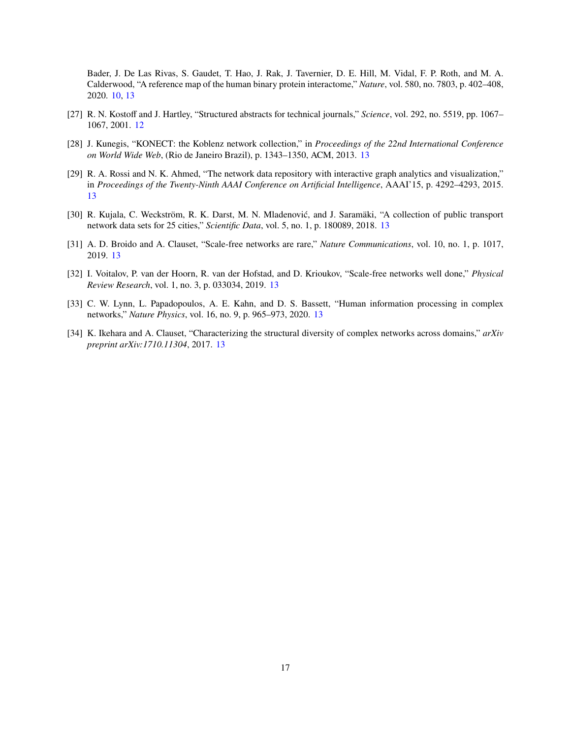Bader, J. De Las Rivas, S. Gaudet, T. Hao, J. Rak, J. Tavernier, D. E. Hill, M. Vidal, F. P. Roth, and M. A. Calderwood, "A reference map of the human binary protein interactome," *Nature*, vol. 580, no. 7803, p. 402–408, 2020. 10, 13

[27] R. N. Kostoff and J. Hartley, "Structured abstracts for technical journals," *Science*, vol. 292, no. 5519, pp. 1067–1067, 2001. 12

[28] J. Kunegis, "KONECT: the Koblenz network collection," in *Proceedings of the 22nd International Conference on World Wide Web*, (Rio de Janeiro Brazil), p. 1343–1350, ACM, 2013. 13

[29] R. A. Rossi and N. K. Ahmed, "The network data repository with interactive graph analytics and visualization," in *Proceedings of the Twenty-Ninth AAAI Conference on Artificial Intelligence*, AAAI'15, p. 4292–4293, 2015. 13

[30] R. Kujala, C. Weckström, R. K. Darst, M. N. Mladenović, and J. Saramäki, "A collection of public transport network data sets for 25 cities," *Scientific Data*, vol. 5, no. 1, p. 180089, 2018. 13

[31] A. D. Broido and A. Clauset, "Scale-free networks are rare," *Nature Communications*, vol. 10, no. 1, p. 1017, 2019. 13

[32] I. Voitalov, P. van der Hoorn, R. van der Hofstad, and D. Krioukov, "Scale-free networks well done," *Physical Review Research*, vol. 1, no. 3, p. 033034, 2019. 13

[33] C. W. Lynn, L. Papadopoulos, A. E. Kahn, and D. S. Bassett, "Human information processing in complex networks," *Nature Physics*, vol. 16, no. 9, p. 965–973, 2020. 13

[34] K. Ikehara and A. Clauset, "Characterizing the structural diversity of complex networks across domains," *arXiv preprint arXiv:1710.11304*, 2017. 13